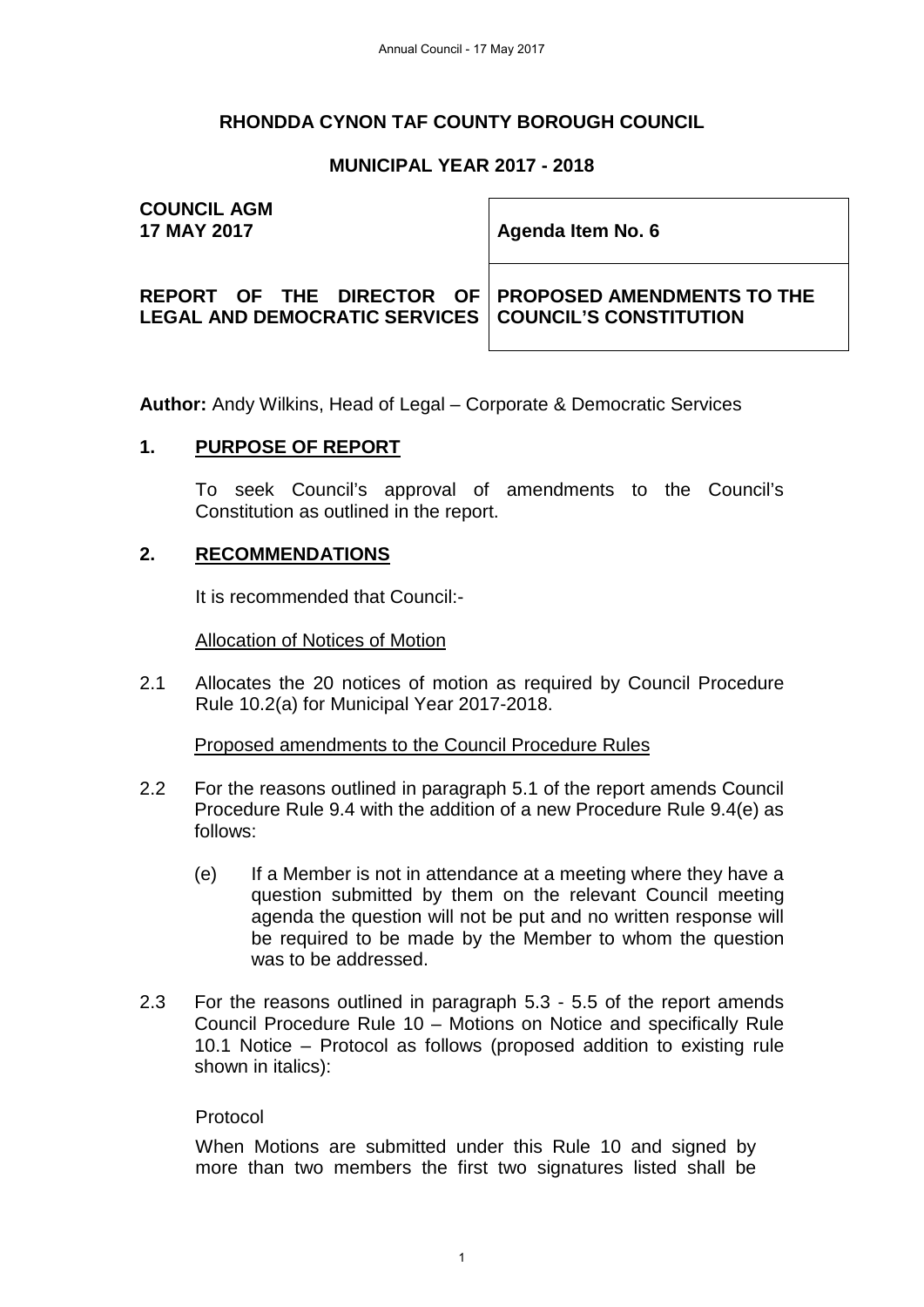**RHONDDA CYNON TAF COUNTY BOROUGH COUNCIL**

**MUNICIPAL YEAR 2017 - 2018**

| **COUNCIL AGM 17 MAY 2017** | **Agenda Item No. 6** |
|---|---|
| **REPORT OF THE DIRECTOR OF LEGAL AND DEMOCRATIC SERVICES** | **PROPOSED AMENDMENTS TO THE COUNCIL'S CONSTITUTION** |

**Author:** Andy Wilkins, Head of Legal – Corporate & Democratic Services

## 1. PURPOSE OF REPORT

To seek Council's approval of amendments to the Council's Constitution as outlined in the report.

## 2. RECOMMENDATIONS

It is recommended that Council:-

Allocation of Notices of Motion

2.1 Allocates the 20 notices of motion as required by Council Procedure Rule 10.2(a) for Municipal Year 2017-2018.

Proposed amendments to the Council Procedure Rules

2.2 For the reasons outlined in paragraph 5.1 of the report amends Council Procedure Rule 9.4 with the addition of a new Procedure Rule 9.4(e) as follows:

(e) If a Member is not in attendance at a meeting where they have a question submitted by them on the relevant Council meeting agenda the question will not be put and no written response will be required to be made by the Member to whom the question was to be addressed.

2.3 For the reasons outlined in paragraph 5.3 - 5.5 of the report amends Council Procedure Rule 10 – Motions on Notice and specifically Rule 10.1 Notice – Protocol as follows (proposed addition to existing rule shown in italics):

Protocol

When Motions are submitted under this Rule 10 and signed by more than two members the first two signatures listed shall be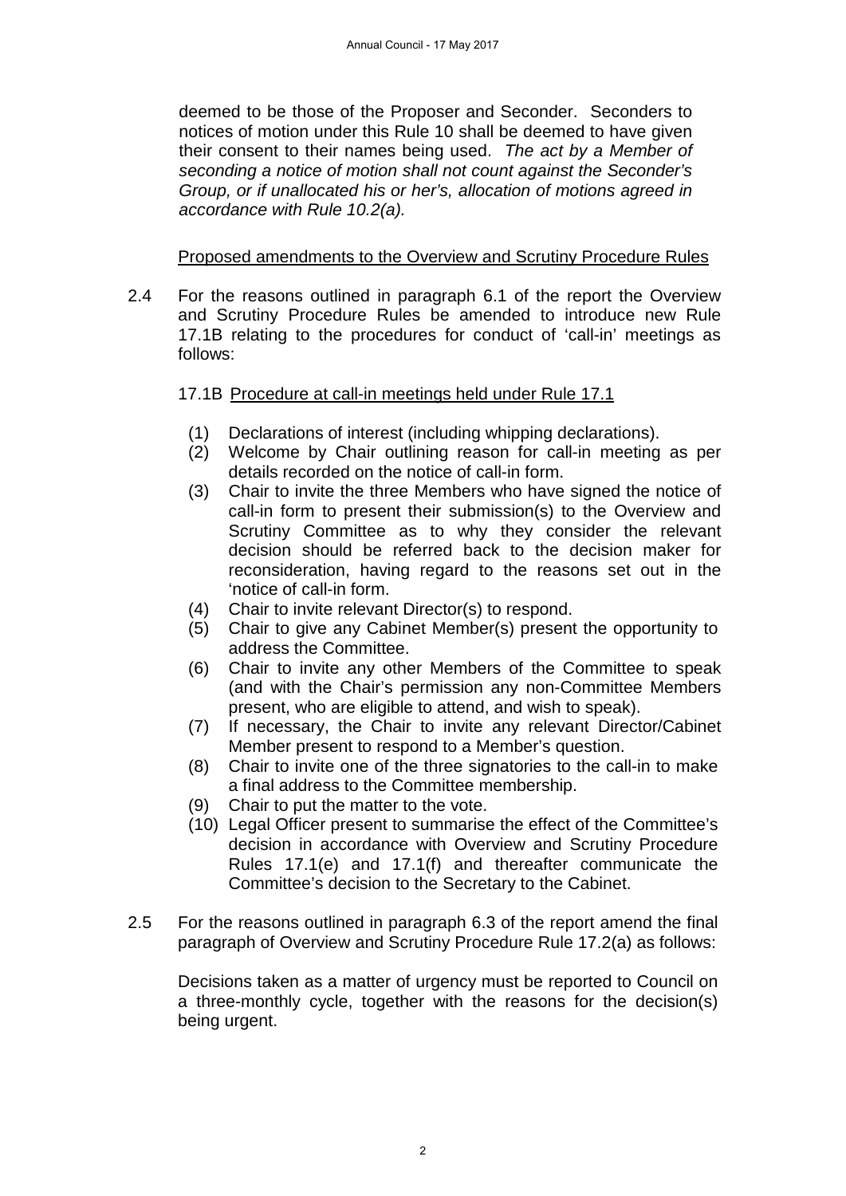deemed to be those of the Proposer and Seconder. Seconders to notices of motion under this Rule 10 shall be deemed to have given their consent to their names being used. *The act by a Member of seconding a notice of motion shall not count against the Seconder's Group, or if unallocated his or her's, allocation of motions agreed in accordance with Rule 10.2(a).*

Proposed amendments to the Overview and Scrutiny Procedure Rules

2.4 For the reasons outlined in paragraph 6.1 of the report the Overview and Scrutiny Procedure Rules be amended to introduce new Rule 17.1B relating to the procedures for conduct of 'call-in' meetings as follows:

17.1B Procedure at call-in meetings held under Rule 17.1

(1) Declarations of interest (including whipping declarations).
(2) Welcome by Chair outlining reason for call-in meeting as per details recorded on the notice of call-in form.
(3) Chair to invite the three Members who have signed the notice of call-in form to present their submission(s) to the Overview and Scrutiny Committee as to why they consider the relevant decision should be referred back to the decision maker for reconsideration, having regard to the reasons set out in the 'notice of call-in form.
(4) Chair to invite relevant Director(s) to respond.
(5) Chair to give any Cabinet Member(s) present the opportunity to address the Committee.
(6) Chair to invite any other Members of the Committee to speak (and with the Chair's permission any non-Committee Members present, who are eligible to attend, and wish to speak).
(7) If necessary, the Chair to invite any relevant Director/Cabinet Member present to respond to a Member's question.
(8) Chair to invite one of the three signatories to the call-in to make a final address to the Committee membership.
(9) Chair to put the matter to the vote.
(10) Legal Officer present to summarise the effect of the Committee's decision in accordance with Overview and Scrutiny Procedure Rules 17.1(e) and 17.1(f) and thereafter communicate the Committee's decision to the Secretary to the Cabinet.

2.5 For the reasons outlined in paragraph 6.3 of the report amend the final paragraph of Overview and Scrutiny Procedure Rule 17.2(a) as follows:

Decisions taken as a matter of urgency must be reported to Council on a three-monthly cycle, together with the reasons for the decision(s) being urgent.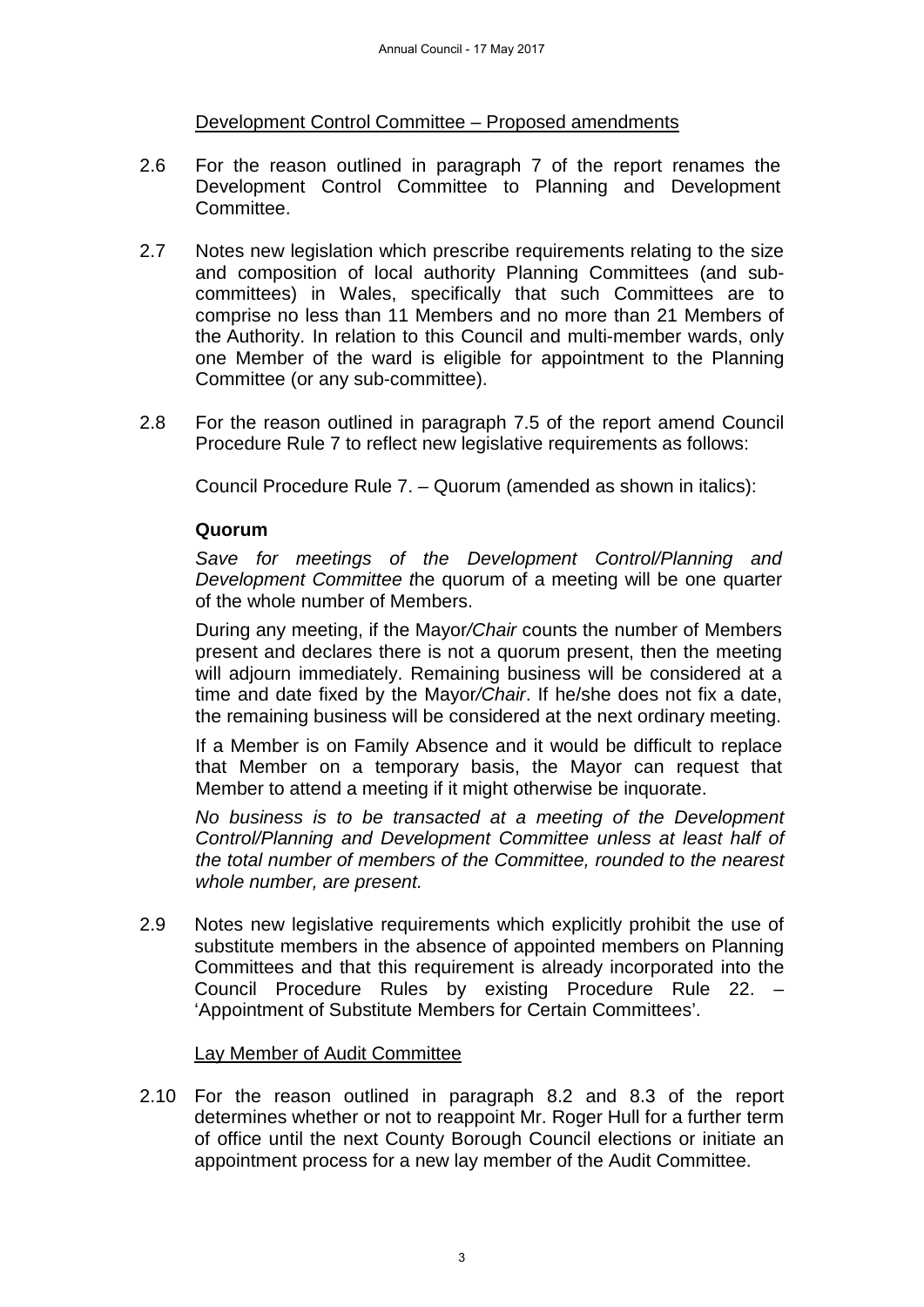Development Control Committee – Proposed amendments

2.6 For the reason outlined in paragraph 7 of the report renames the Development Control Committee to Planning and Development Committee.

2.7 Notes new legislation which prescribe requirements relating to the size and composition of local authority Planning Committees (and sub-committees) in Wales, specifically that such Committees are to comprise no less than 11 Members and no more than 21 Members of the Authority. In relation to this Council and multi-member wards, only one Member of the ward is eligible for appointment to the Planning Committee (or any sub-committee).

2.8 For the reason outlined in paragraph 7.5 of the report amend Council Procedure Rule 7 to reflect new legislative requirements as follows:

Council Procedure Rule 7. – Quorum (amended as shown in italics):

**Quorum**

*Save for meetings of the Development Control/Planning and Development Committee t*he quorum of a meeting will be one quarter of the whole number of Members.

During any meeting, if the Mayor*/Chair* counts the number of Members present and declares there is not a quorum present, then the meeting will adjourn immediately. Remaining business will be considered at a time and date fixed by the Mayor*/Chair*. If he/she does not fix a date, the remaining business will be considered at the next ordinary meeting.

If a Member is on Family Absence and it would be difficult to replace that Member on a temporary basis, the Mayor can request that Member to attend a meeting if it might otherwise be inquorate.

*No business is to be transacted at a meeting of the Development Control/Planning and Development Committee unless at least half of the total number of members of the Committee, rounded to the nearest whole number, are present.*

2.9 Notes new legislative requirements which explicitly prohibit the use of substitute members in the absence of appointed members on Planning Committees and that this requirement is already incorporated into the Council Procedure Rules by existing Procedure Rule 22. – 'Appointment of Substitute Members for Certain Committees'.

Lay Member of Audit Committee

2.10 For the reason outlined in paragraph 8.2 and 8.3 of the report determines whether or not to reappoint Mr. Roger Hull for a further term of office until the next County Borough Council elections or initiate an appointment process for a new lay member of the Audit Committee.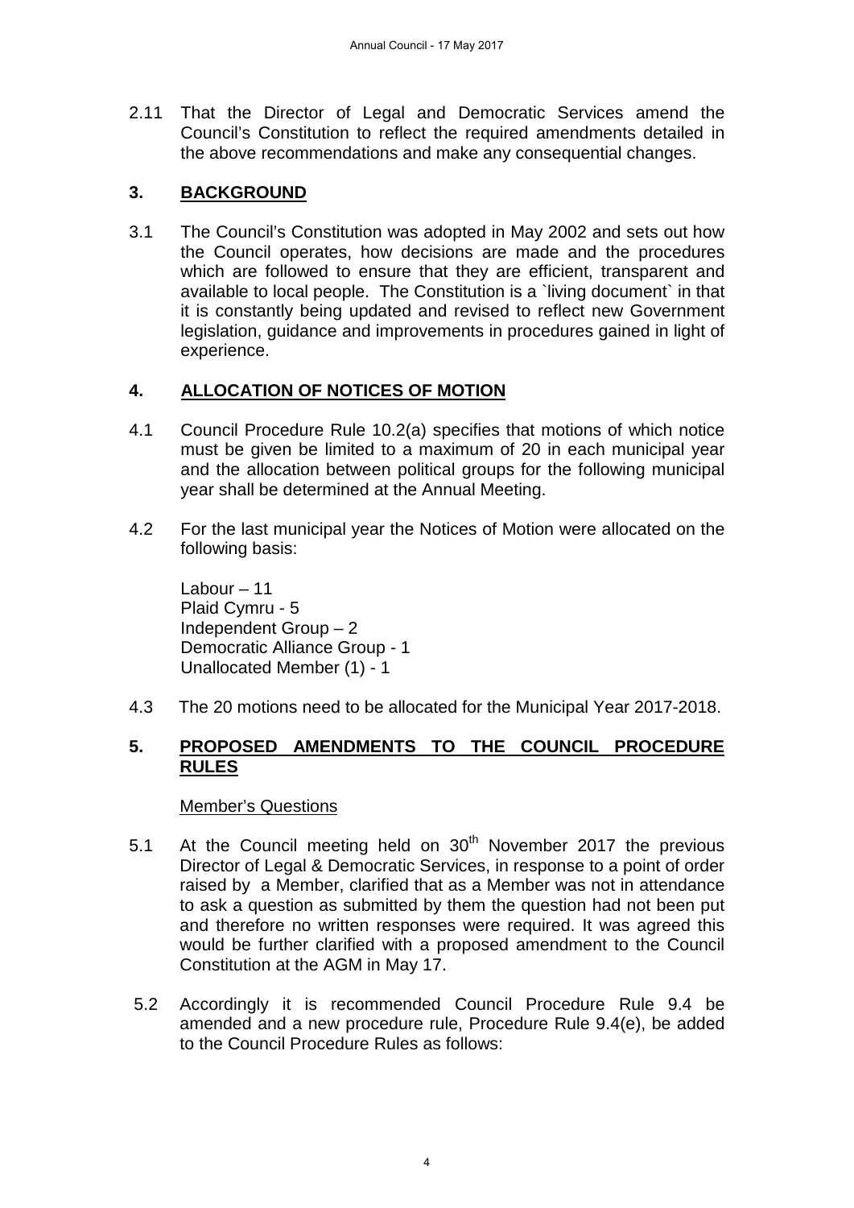2.11 That the Director of Legal and Democratic Services amend the Council's Constitution to reflect the required amendments detailed in the above recommendations and make any consequential changes.

## 3. BACKGROUND

3.1 The Council's Constitution was adopted in May 2002 and sets out how the Council operates, how decisions are made and the procedures which are followed to ensure that they are efficient, transparent and available to local people. The Constitution is a `living document` in that it is constantly being updated and revised to reflect new Government legislation, guidance and improvements in procedures gained in light of experience.

## 4. ALLOCATION OF NOTICES OF MOTION

4.1 Council Procedure Rule 10.2(a) specifies that motions of which notice must be given be limited to a maximum of 20 in each municipal year and the allocation between political groups for the following municipal year shall be determined at the Annual Meeting.

4.2 For the last municipal year the Notices of Motion were allocated on the following basis:

Labour – 11
Plaid Cymru - 5
Independent Group – 2
Democratic Alliance Group - 1
Unallocated Member (1) - 1

4.3 The 20 motions need to be allocated for the Municipal Year 2017-2018.

## 5. PROPOSED AMENDMENTS TO THE COUNCIL PROCEDURE RULES

Member's Questions

5.1 At the Council meeting held on 30th November 2017 the previous Director of Legal & Democratic Services, in response to a point of order raised by a Member, clarified that as a Member was not in attendance to ask a question as submitted by them the question had not been put and therefore no written responses were required. It was agreed this would be further clarified with a proposed amendment to the Council Constitution at the AGM in May 17.

5.2 Accordingly it is recommended Council Procedure Rule 9.4 be amended and a new procedure rule, Procedure Rule 9.4(e), be added to the Council Procedure Rules as follows: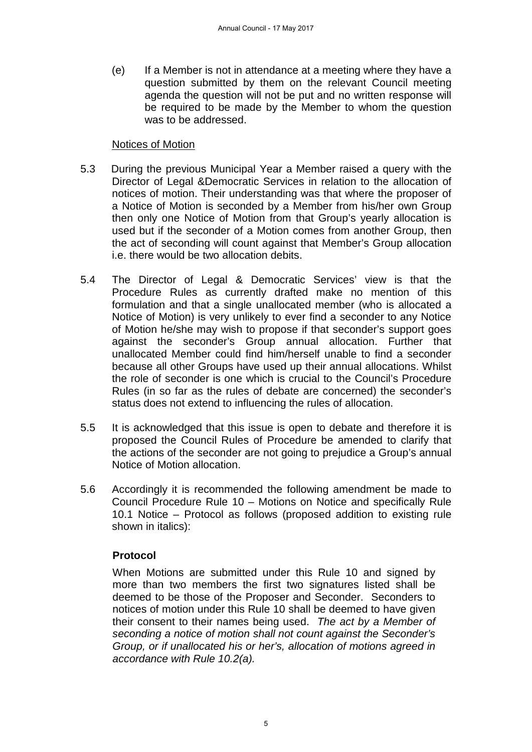(e) If a Member is not in attendance at a meeting where they have a question submitted by them on the relevant Council meeting agenda the question will not be put and no written response will be required to be made by the Member to whom the question was to be addressed.

Notices of Motion

5.3 During the previous Municipal Year a Member raised a query with the Director of Legal &Democratic Services in relation to the allocation of notices of motion. Their understanding was that where the proposer of a Notice of Motion is seconded by a Member from his/her own Group then only one Notice of Motion from that Group's yearly allocation is used but if the seconder of a Motion comes from another Group, then the act of seconding will count against that Member's Group allocation i.e. there would be two allocation debits.

5.4 The Director of Legal & Democratic Services' view is that the Procedure Rules as currently drafted make no mention of this formulation and that a single unallocated member (who is allocated a Notice of Motion) is very unlikely to ever find a seconder to any Notice of Motion he/she may wish to propose if that seconder's support goes against the seconder's Group annual allocation. Further that unallocated Member could find him/herself unable to find a seconder because all other Groups have used up their annual allocations. Whilst the role of seconder is one which is crucial to the Council's Procedure Rules (in so far as the rules of debate are concerned) the seconder's status does not extend to influencing the rules of allocation.

5.5 It is acknowledged that this issue is open to debate and therefore it is proposed the Council Rules of Procedure be amended to clarify that the actions of the seconder are not going to prejudice a Group's annual Notice of Motion allocation.

5.6 Accordingly it is recommended the following amendment be made to Council Procedure Rule 10 – Motions on Notice and specifically Rule 10.1 Notice – Protocol as follows (proposed addition to existing rule shown in italics):

**Protocol**

When Motions are submitted under this Rule 10 and signed by more than two members the first two signatures listed shall be deemed to be those of the Proposer and Seconder. Seconders to notices of motion under this Rule 10 shall be deemed to have given their consent to their names being used. *The act by a Member of seconding a notice of motion shall not count against the Seconder's Group, or if unallocated his or her's, allocation of motions agreed in accordance with Rule 10.2(a).*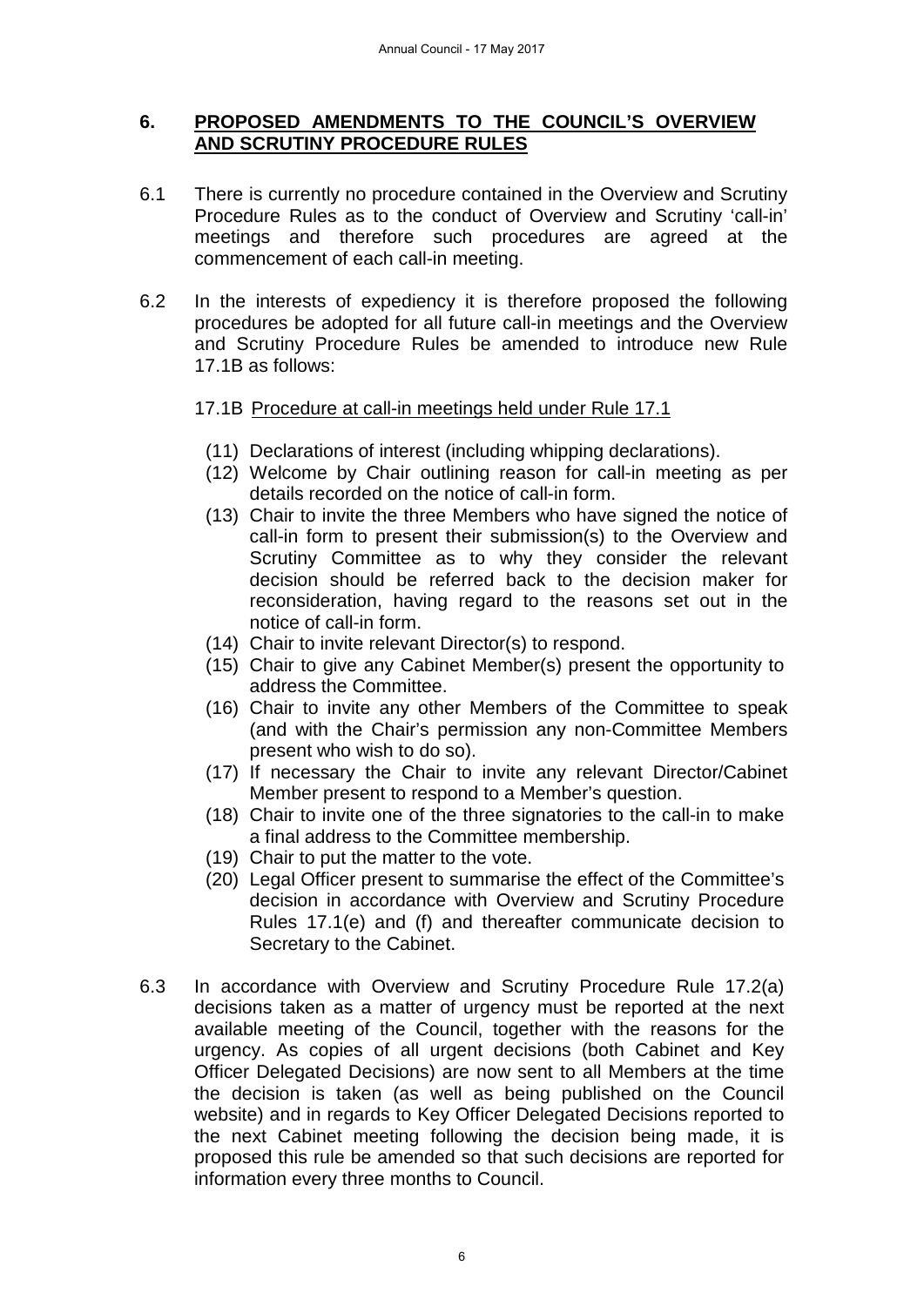## 6. PROPOSED AMENDMENTS TO THE COUNCIL'S OVERVIEW AND SCRUTINY PROCEDURE RULES

6.1 There is currently no procedure contained in the Overview and Scrutiny Procedure Rules as to the conduct of Overview and Scrutiny 'call-in' meetings and therefore such procedures are agreed at the commencement of each call-in meeting.

6.2 In the interests of expediency it is therefore proposed the following procedures be adopted for all future call-in meetings and the Overview and Scrutiny Procedure Rules be amended to introduce new Rule 17.1B as follows:

17.1B Procedure at call-in meetings held under Rule 17.1

(11) Declarations of interest (including whipping declarations).

(12) Welcome by Chair outlining reason for call-in meeting as per details recorded on the notice of call-in form.

(13) Chair to invite the three Members who have signed the notice of call-in form to present their submission(s) to the Overview and Scrutiny Committee as to why they consider the relevant decision should be referred back to the decision maker for reconsideration, having regard to the reasons set out in the notice of call-in form.

(14) Chair to invite relevant Director(s) to respond.

(15) Chair to give any Cabinet Member(s) present the opportunity to address the Committee.

(16) Chair to invite any other Members of the Committee to speak (and with the Chair's permission any non-Committee Members present who wish to do so).

(17) If necessary the Chair to invite any relevant Director/Cabinet Member present to respond to a Member's question.

(18) Chair to invite one of the three signatories to the call-in to make a final address to the Committee membership.

(19) Chair to put the matter to the vote.

(20) Legal Officer present to summarise the effect of the Committee's decision in accordance with Overview and Scrutiny Procedure Rules 17.1(e) and (f) and thereafter communicate decision to Secretary to the Cabinet.

6.3 In accordance with Overview and Scrutiny Procedure Rule 17.2(a) decisions taken as a matter of urgency must be reported at the next available meeting of the Council, together with the reasons for the urgency. As copies of all urgent decisions (both Cabinet and Key Officer Delegated Decisions) are now sent to all Members at the time the decision is taken (as well as being published on the Council website) and in regards to Key Officer Delegated Decisions reported to the next Cabinet meeting following the decision being made, it is proposed this rule be amended so that such decisions are reported for information every three months to Council.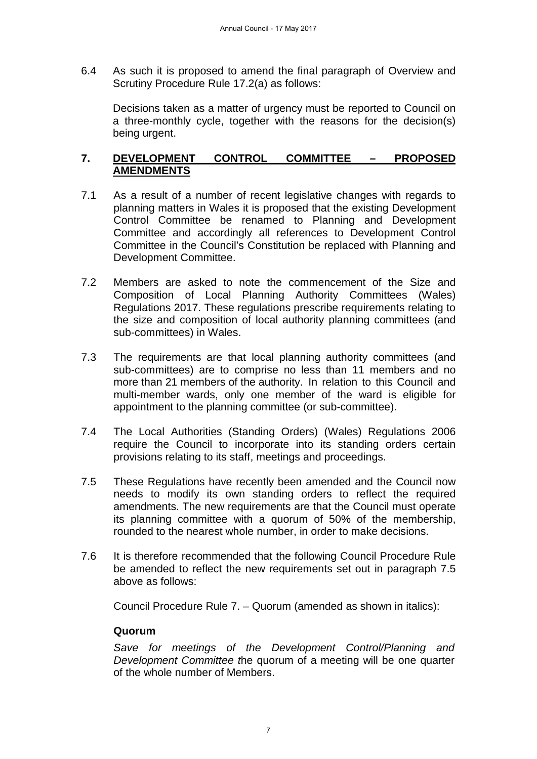6.4 As such it is proposed to amend the final paragraph of Overview and Scrutiny Procedure Rule 17.2(a) as follows:

Decisions taken as a matter of urgency must be reported to Council on a three-monthly cycle, together with the reasons for the decision(s) being urgent.

## 7. DEVELOPMENT CONTROL COMMITTEE – PROPOSED AMENDMENTS

7.1 As a result of a number of recent legislative changes with regards to planning matters in Wales it is proposed that the existing Development Control Committee be renamed to Planning and Development Committee and accordingly all references to Development Control Committee in the Council's Constitution be replaced with Planning and Development Committee.

7.2 Members are asked to note the commencement of the Size and Composition of Local Planning Authority Committees (Wales) Regulations 2017. These regulations prescribe requirements relating to the size and composition of local authority planning committees (and sub-committees) in Wales.

7.3 The requirements are that local planning authority committees (and sub-committees) are to comprise no less than 11 members and no more than 21 members of the authority. In relation to this Council and multi-member wards, only one member of the ward is eligible for appointment to the planning committee (or sub-committee).

7.4 The Local Authorities (Standing Orders) (Wales) Regulations 2006 require the Council to incorporate into its standing orders certain provisions relating to its staff, meetings and proceedings.

7.5 These Regulations have recently been amended and the Council now needs to modify its own standing orders to reflect the required amendments. The new requirements are that the Council must operate its planning committee with a quorum of 50% of the membership, rounded to the nearest whole number, in order to make decisions.

7.6 It is therefore recommended that the following Council Procedure Rule be amended to reflect the new requirements set out in paragraph 7.5 above as follows:

Council Procedure Rule 7. – Quorum (amended as shown in italics):

**Quorum**

*Save for meetings of the Development Control/Planning and Development Committee t*he quorum of a meeting will be one quarter of the whole number of Members.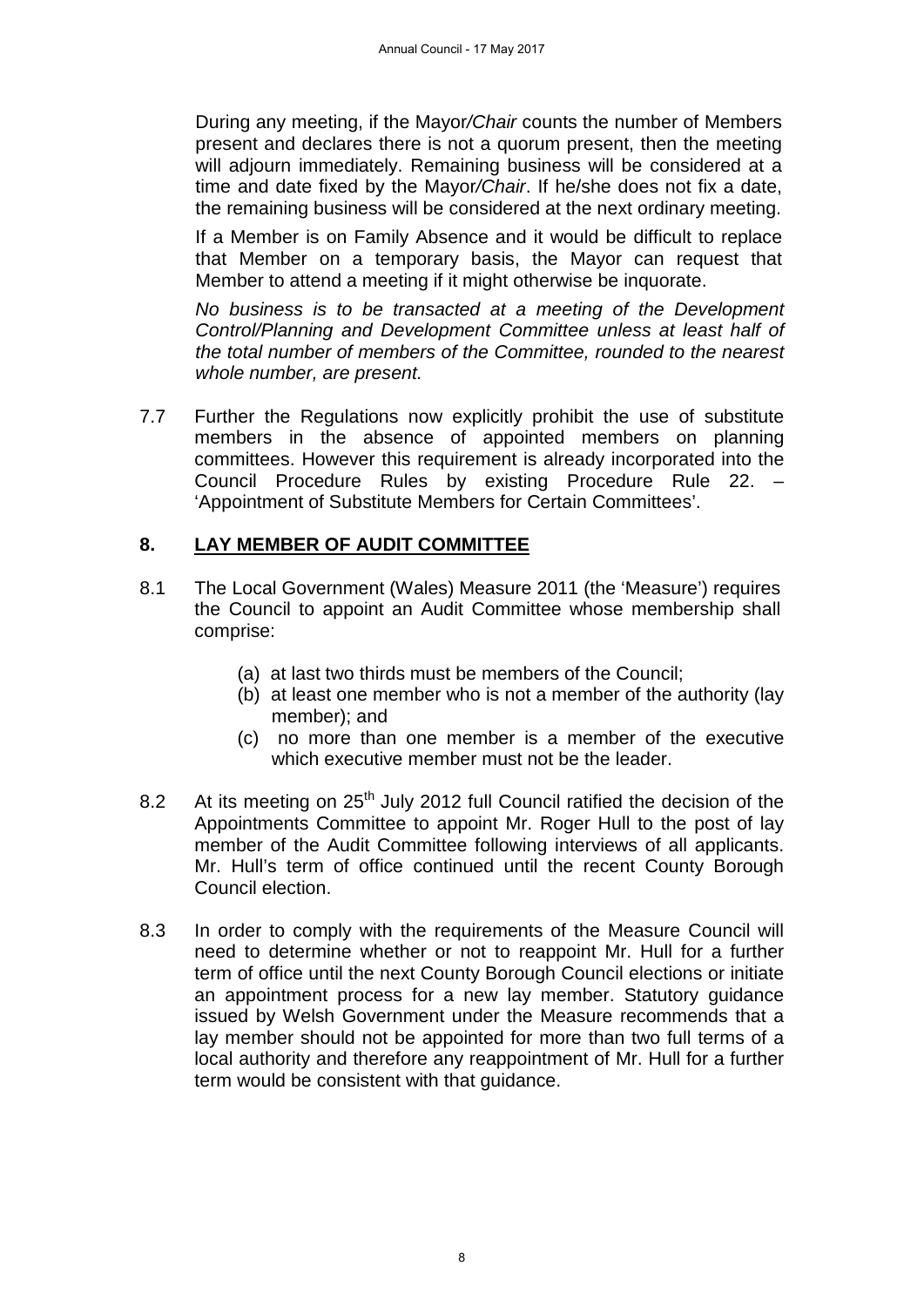During any meeting, if the Mayor*/Chair* counts the number of Members present and declares there is not a quorum present, then the meeting will adjourn immediately. Remaining business will be considered at a time and date fixed by the Mayor*/Chair*. If he/she does not fix a date, the remaining business will be considered at the next ordinary meeting.

If a Member is on Family Absence and it would be difficult to replace that Member on a temporary basis, the Mayor can request that Member to attend a meeting if it might otherwise be inquorate.

*No business is to be transacted at a meeting of the Development Control/Planning and Development Committee unless at least half of the total number of members of the Committee, rounded to the nearest whole number, are present.*

7.7 Further the Regulations now explicitly prohibit the use of substitute members in the absence of appointed members on planning committees. However this requirement is already incorporated into the Council Procedure Rules by existing Procedure Rule 22. – 'Appointment of Substitute Members for Certain Committees'.

## 8. LAY MEMBER OF AUDIT COMMITTEE

8.1 The Local Government (Wales) Measure 2011 (the 'Measure') requires the Council to appoint an Audit Committee whose membership shall comprise:

(a) at last two thirds must be members of the Council;
(b) at least one member who is not a member of the authority (lay member); and
(c) no more than one member is a member of the executive which executive member must not be the leader.

8.2 At its meeting on 25th July 2012 full Council ratified the decision of the Appointments Committee to appoint Mr. Roger Hull to the post of lay member of the Audit Committee following interviews of all applicants. Mr. Hull's term of office continued until the recent County Borough Council election.

8.3 In order to comply with the requirements of the Measure Council will need to determine whether or not to reappoint Mr. Hull for a further term of office until the next County Borough Council elections or initiate an appointment process for a new lay member. Statutory guidance issued by Welsh Government under the Measure recommends that a lay member should not be appointed for more than two full terms of a local authority and therefore any reappointment of Mr. Hull for a further term would be consistent with that guidance.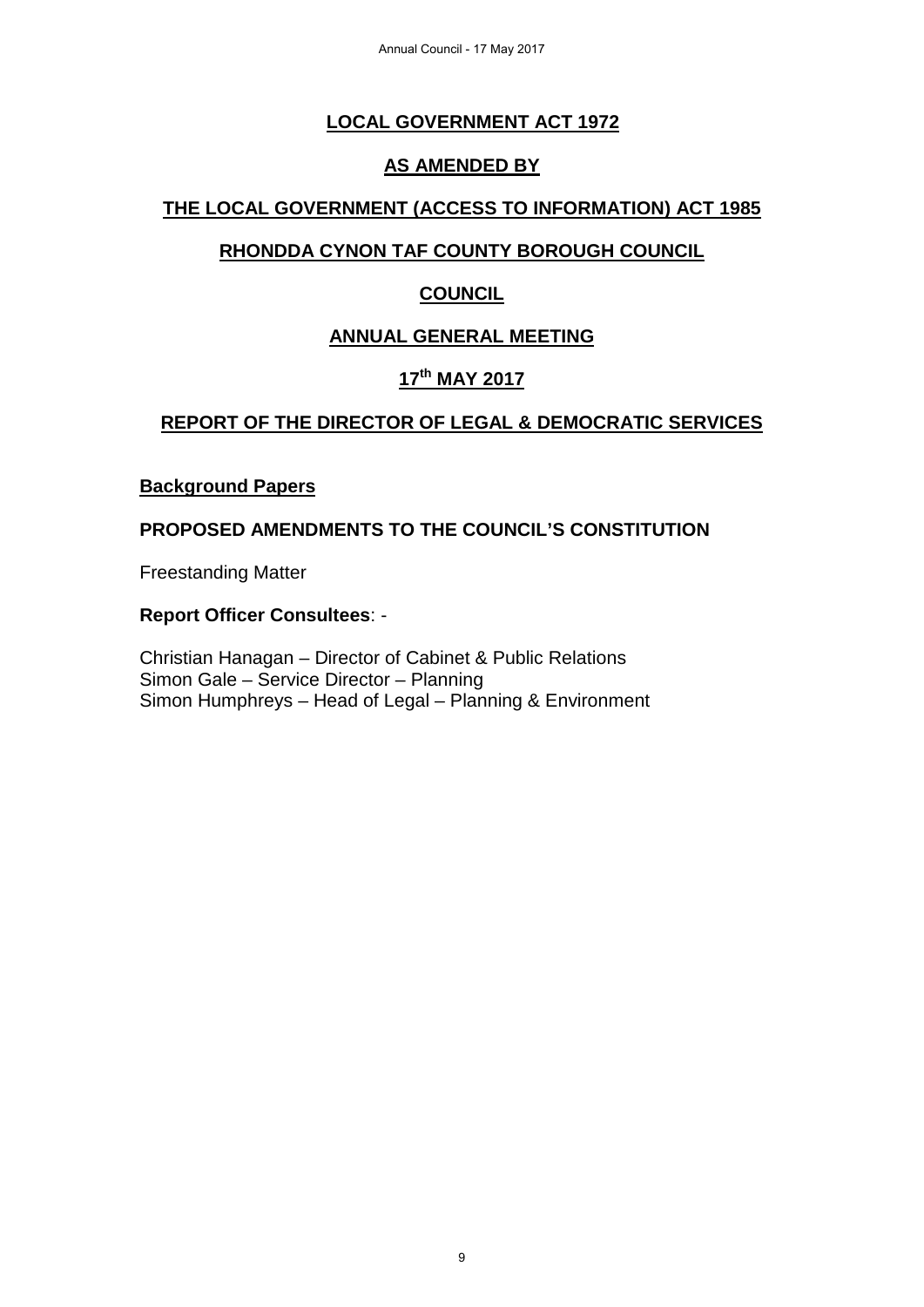**LOCAL GOVERNMENT ACT 1972**

**AS AMENDED BY**

**THE LOCAL GOVERNMENT (ACCESS TO INFORMATION) ACT 1985**

**RHONDDA CYNON TAF COUNTY BOROUGH COUNCIL**

**COUNCIL**

**ANNUAL GENERAL MEETING**

**17th MAY 2017**

**REPORT OF THE DIRECTOR OF LEGAL & DEMOCRATIC SERVICES**

**Background Papers**

**PROPOSED AMENDMENTS TO THE COUNCIL'S CONSTITUTION**

Freestanding Matter

**Report Officer Consultees**: -

Christian Hanagan – Director of Cabinet & Public Relations
Simon Gale – Service Director – Planning
Simon Humphreys – Head of Legal – Planning & Environment